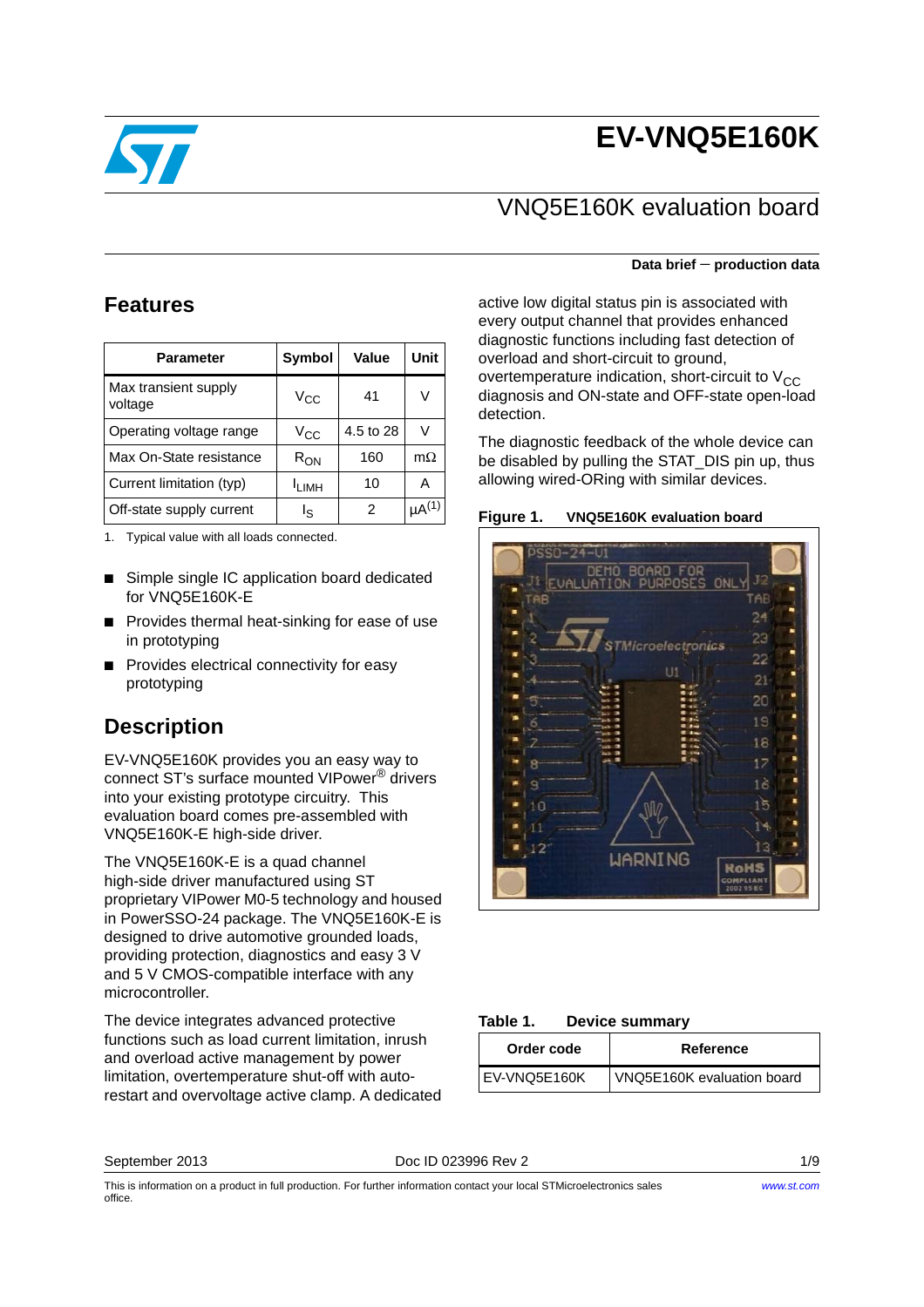# EV-VNQ5E160K

## VNQ5E160K evaluation board

**Data brief − production data**

## Features

| Parameter | Symbol | Value | Unit |
|---|---|---|---|
| Max transient supply voltage | $V_{CC}$ | 41 | V |
| Operating voltage range | $V_{CC}$ | 4.5 to 28 | V |
| Max On-State resistance | $R_{ON}$ | 160 | mΩ |
| Current limitation (typ) | $I_{LIMH}$ | 10 | A |
| Off-state supply current | $I_S$ | 2 | μA[(1)] |

1. Typical value with all loads connected.

- Simple single IC application board dedicated for VNQ5E160K-E
- Provides thermal heat-sinking for ease of use in prototyping
- Provides electrical connectivity for easy prototyping

## Description

EV-VNQ5E160K provides you an easy way to connect ST's surface mounted VIPower® drivers into your existing prototype circuitry. This evaluation board comes pre-assembled with VNQ5E160K-E high-side driver.

The VNQ5E160K-E is a quad channel high-side driver manufactured using ST proprietary VIPower M0-5 technology and housed in PowerSSO-24 package. The VNQ5E160K-E is designed to drive automotive grounded loads, providing protection, diagnostics and easy 3 V and 5 V CMOS-compatible interface with any microcontroller.

The device integrates advanced protective functions such as load current limitation, inrush and overload active management by power limitation, overtemperature shut-off with auto-restart and overvoltage active clamp. A dedicated active low digital status pin is associated with every output channel that provides enhanced diagnostic functions including fast detection of overload and short-circuit to ground, overtemperature indication, short-circuit to $V_{CC}$ diagnosis and ON-state and OFF-state open-load detection.

The diagnostic feedback of the whole device can be disabled by pulling the STAT_DIS pin up, thus allowing wired-ORing with similar devices.

**Figure 1. VNQ5E160K evaluation board**

**Table 1. Device summary**

| Order code | Reference |
|---|---|
| EV-VNQ5E160K | VNQ5E160K evaluation board |

September 2013 Doc ID 023996 Rev 2

This is information on a product in full production. For further information contact your local STMicroelectronics sales office.

www.st.com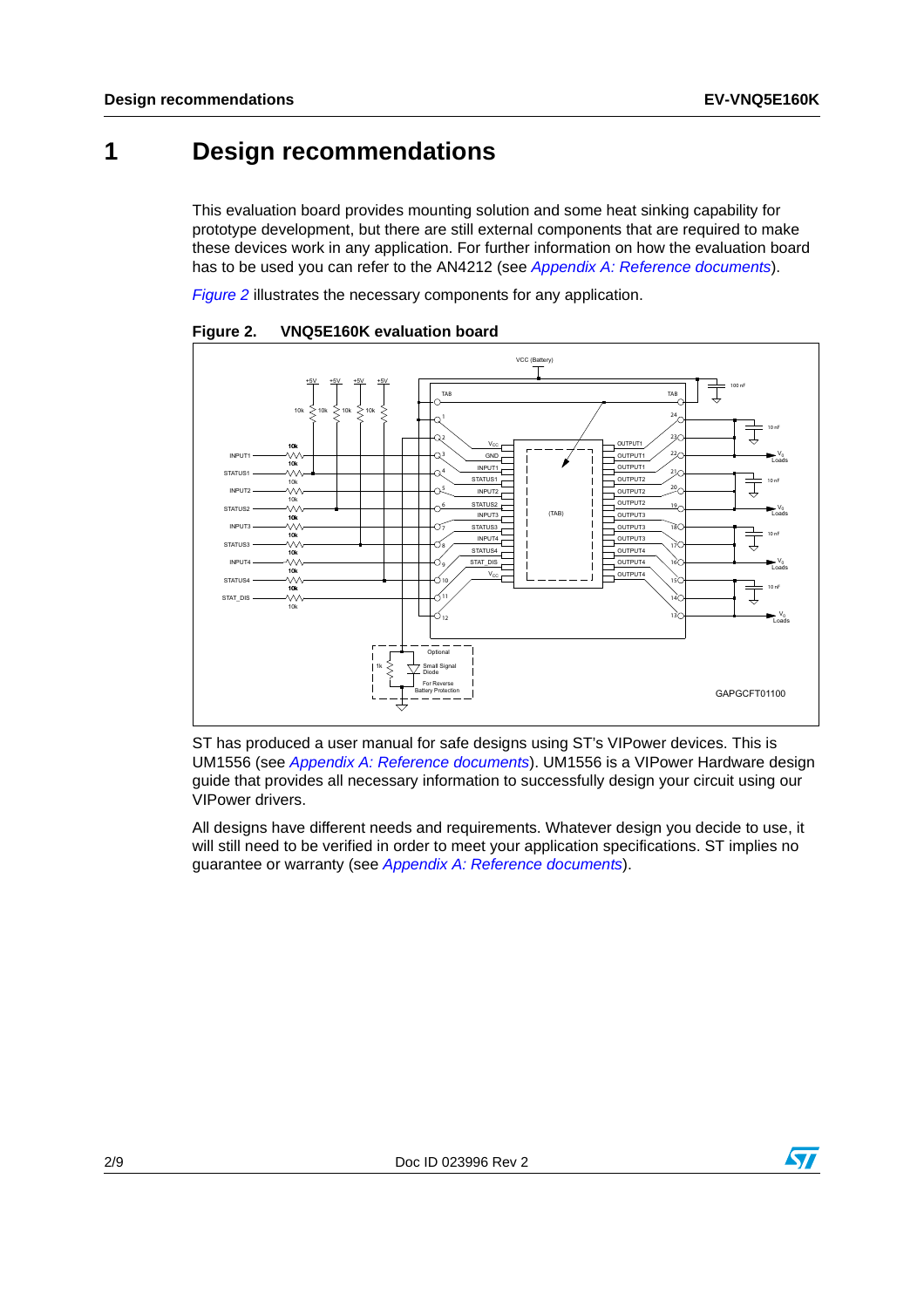# 1 Design recommendations

This evaluation board provides mounting solution and some heat sinking capability for prototype development, but there are still external components that are required to make these devices work in any application. For further information on how the evaluation board has to be used you can refer to the AN4212 (see *Appendix A: Reference documents*).

*Figure 2* illustrates the necessary components for any application.

**Figure 2. VNQ5E160K evaluation board**

ST has produced a user manual for safe designs using ST's VIPower devices. This is UM1556 (see *Appendix A: Reference documents*). UM1556 is a VIPower Hardware design guide that provides all necessary information to successfully design your circuit using our VIPower drivers.

All designs have different needs and requirements. Whatever design you decide to use, it will still need to be verified in order to meet your application specifications. ST implies no guarantee or warranty (see *Appendix A: Reference documents*).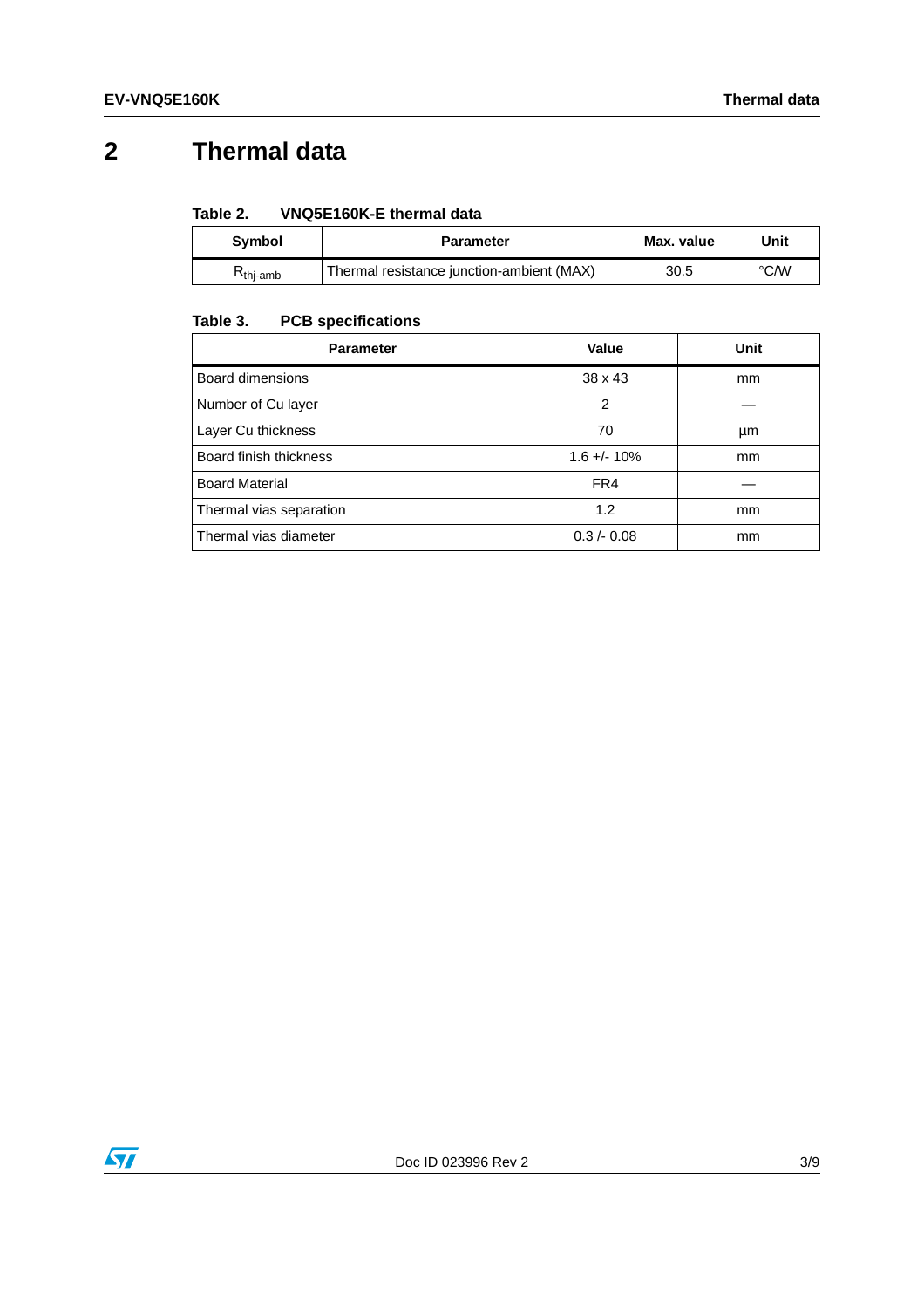# 2 Thermal data

**Table 2. VNQ5E160K-E thermal data**

| Symbol | Parameter | Max. value | Unit |
|---|---|---|---|
| $R_{thj-amb}$ | Thermal resistance junction-ambient (MAX) | 30.5 | °C/W |

**Table 3. PCB specifications**

| Parameter | Value | Unit |
|---|---|---|
| Board dimensions | 38 x 43 | mm |
| Number of Cu layer | 2 | — |
| Layer Cu thickness | 70 | µm |
| Board finish thickness | 1.6 +/- 10% | mm |
| Board Material | FR4 | — |
| Thermal vias separation | 1.2 | mm |
| Thermal vias diameter | 0.3 /- 0.08 | mm |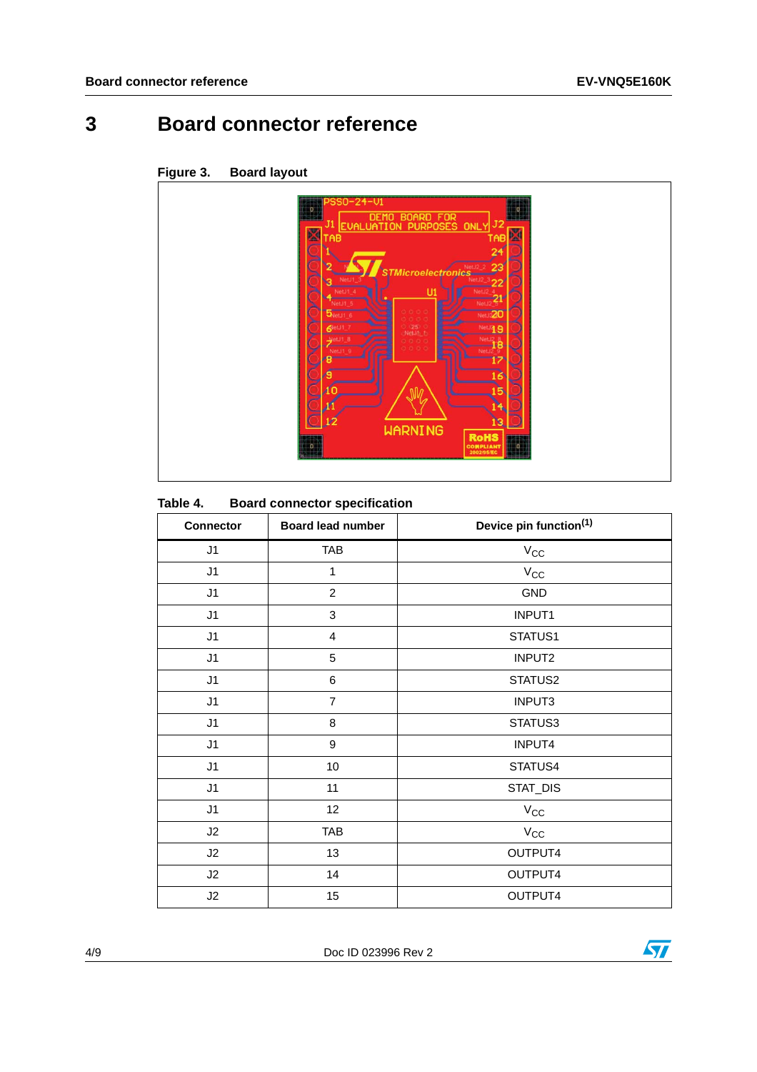# 3 Board connector reference

Figure 3. Board layout

Table 4. Board connector specification

| Connector | Board lead number | Device pin function(1) |
|---|---|---|
| J1 | TAB | $V_{CC}$ |
| J1 | 1 | $V_{CC}$ |
| J1 | 2 | GND |
| J1 | 3 | INPUT1 |
| J1 | 4 | STATUS1 |
| J1 | 5 | INPUT2 |
| J1 | 6 | STATUS2 |
| J1 | 7 | INPUT3 |
| J1 | 8 | STATUS3 |
| J1 | 9 | INPUT4 |
| J1 | 10 | STATUS4 |
| J1 | 11 | STAT_DIS |
| J1 | 12 | $V_{CC}$ |
| J2 | TAB | $V_{CC}$ |
| J2 | 13 | OUTPUT4 |
| J2 | 14 | OUTPUT4 |
| J2 | 15 | OUTPUT4 |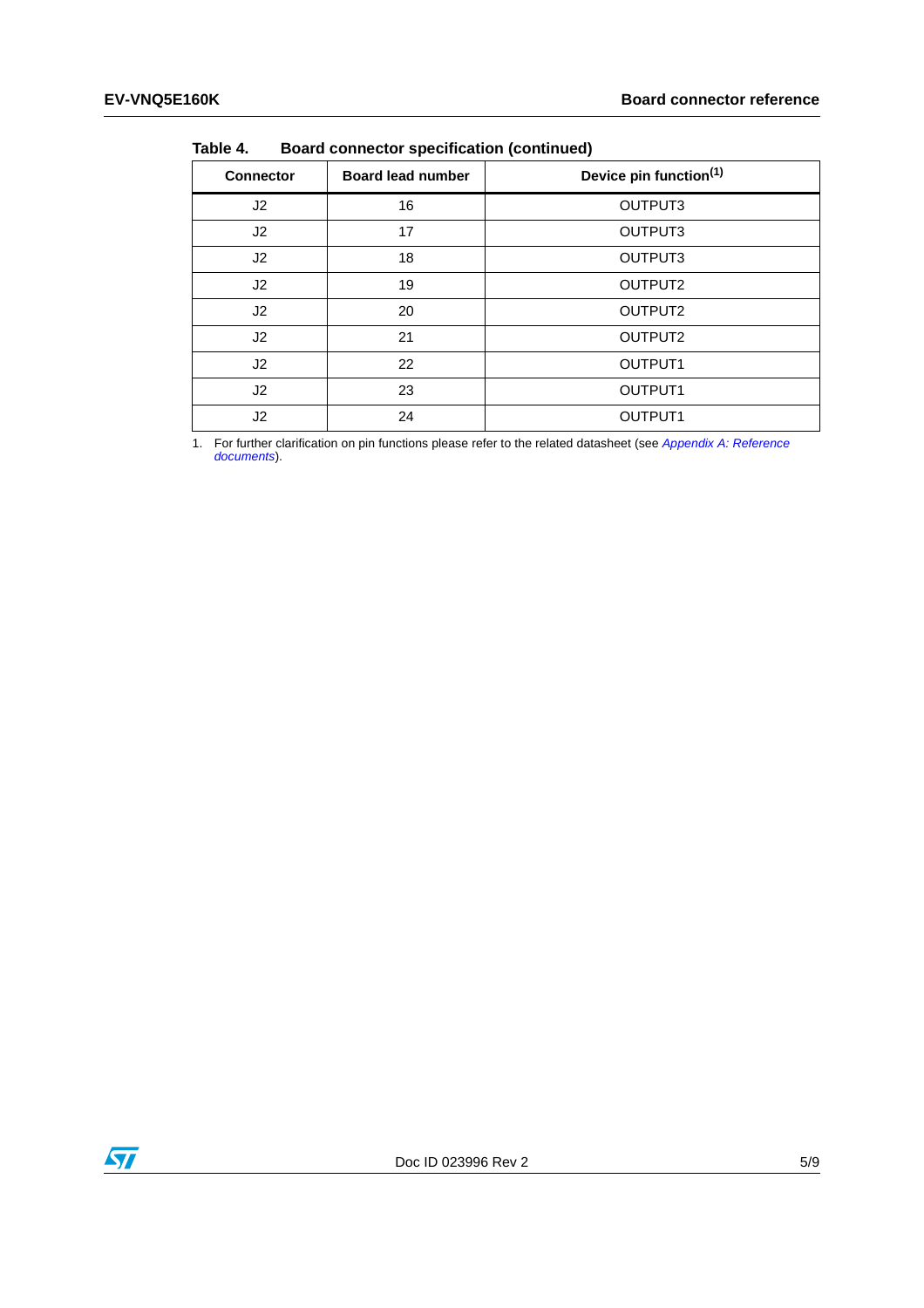**Table 4. Board connector specification (continued)**

| Connector | Board lead number | Device pin function[1] |
|---|---|---|
| J2 | 16 | OUTPUT3 |
| J2 | 17 | OUTPUT3 |
| J2 | 18 | OUTPUT3 |
| J2 | 19 | OUTPUT2 |
| J2 | 20 | OUTPUT2 |
| J2 | 21 | OUTPUT2 |
| J2 | 22 | OUTPUT1 |
| J2 | 23 | OUTPUT1 |
| J2 | 24 | OUTPUT1 |

1. For further clarification on pin functions please refer to the related datasheet (see *Appendix A: Reference documents*).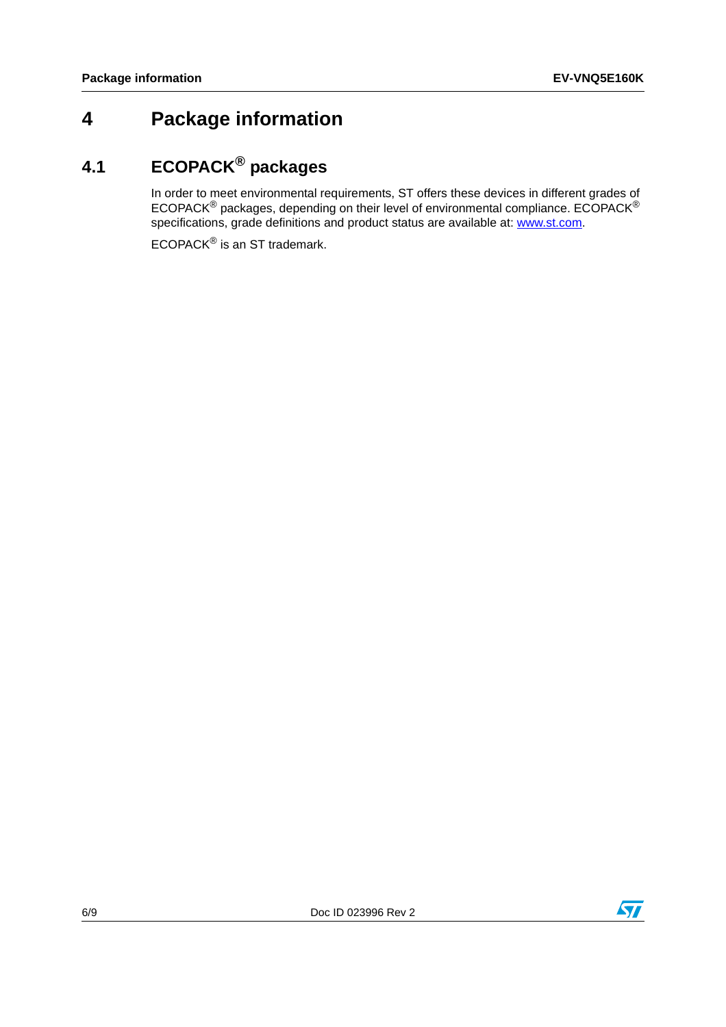# 4 Package information

## 4.1 ECOPACK® packages

In order to meet environmental requirements, ST offers these devices in different grades of ECOPACK® packages, depending on their level of environmental compliance. ECOPACK® specifications, grade definitions and product status are available at: www.st.com.

ECOPACK® is an ST trademark.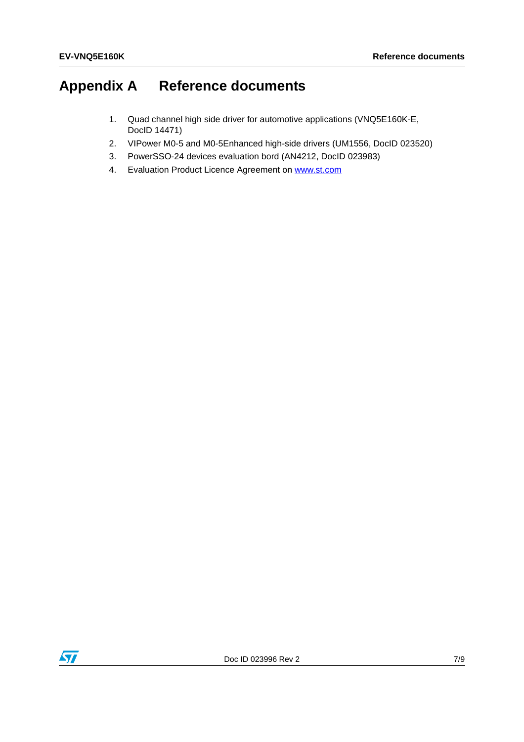# Appendix A Reference documents

1. Quad channel high side driver for automotive applications (VNQ5E160K-E, DocID 14471)
2. VIPower M0-5 and M0-5Enhanced high-side drivers (UM1556, DocID 023520)
3. PowerSSO-24 devices evaluation bord (AN4212, DocID 023983)
4. Evaluation Product Licence Agreement on www.st.com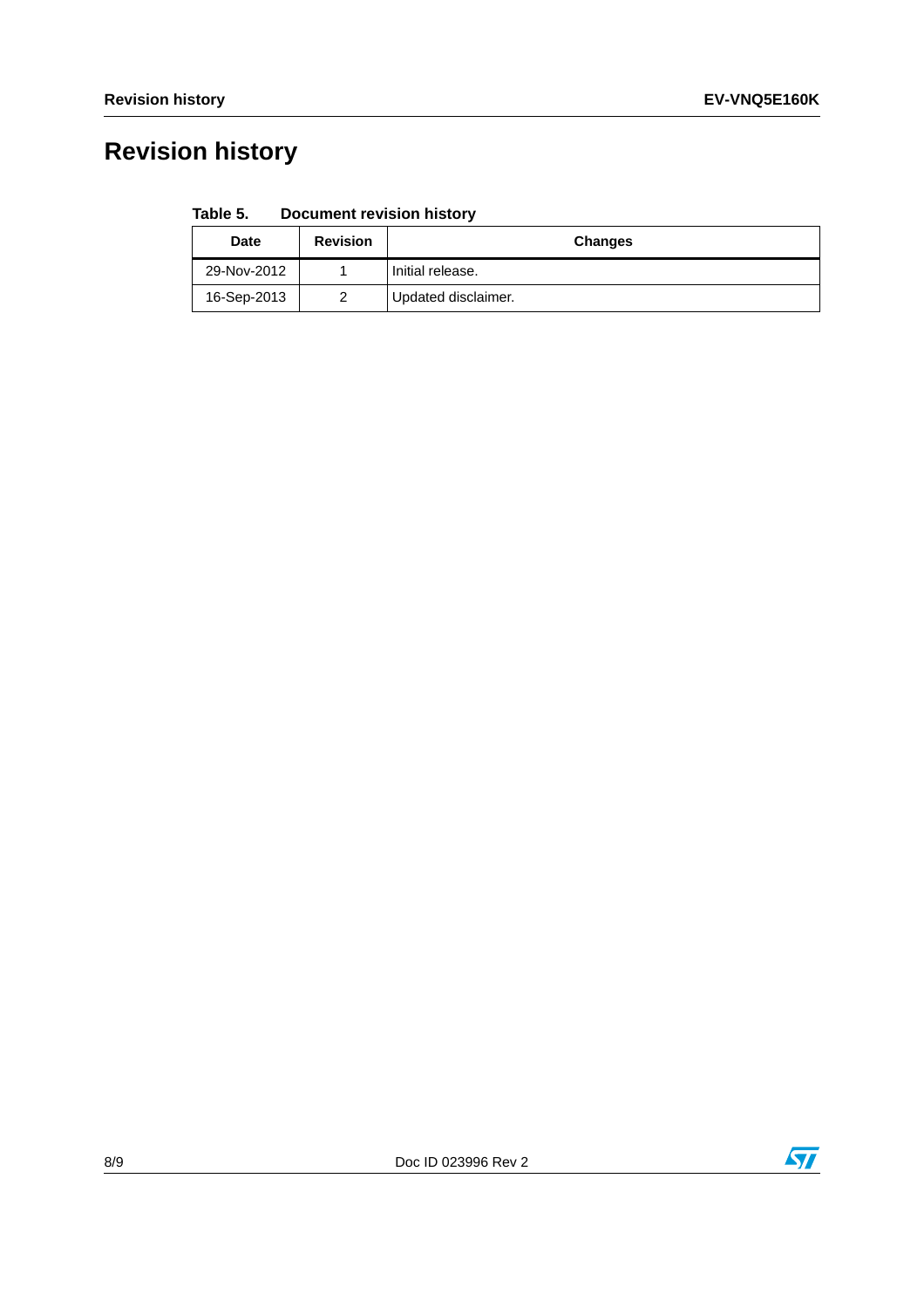# Revision history

**Table 5. Document revision history**

| Date | Revision | Changes |
|---|---|---|
| 29-Nov-2012 | 1 | Initial release. |
| 16-Sep-2013 | 2 | Updated disclaimer. |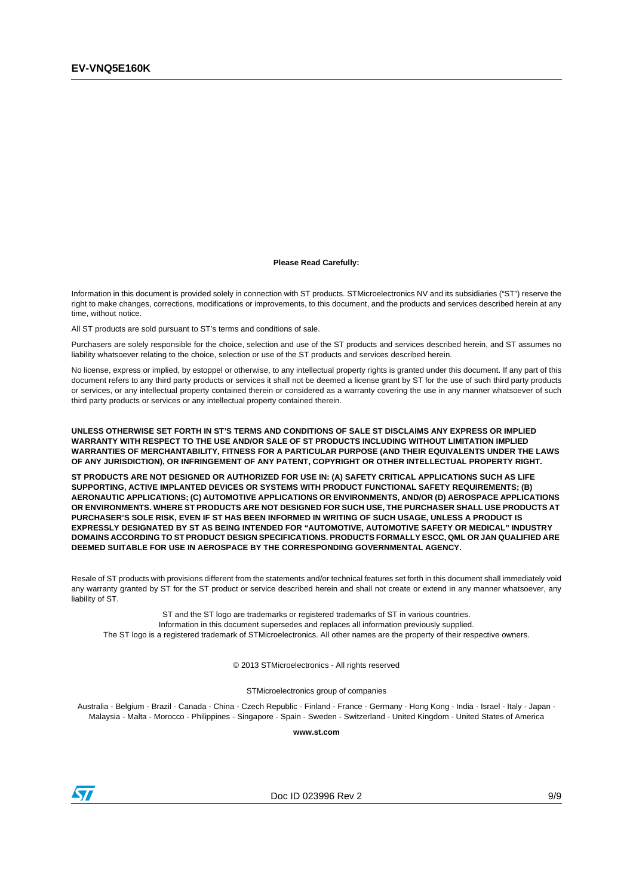**Please Read Carefully:**

Information in this document is provided solely in connection with ST products. STMicroelectronics NV and its subsidiaries ("ST") reserve the right to make changes, corrections, modifications or improvements, to this document, and the products and services described herein at any time, without notice.

All ST products are sold pursuant to ST's terms and conditions of sale.

Purchasers are solely responsible for the choice, selection and use of the ST products and services described herein, and ST assumes no liability whatsoever relating to the choice, selection or use of the ST products and services described herein.

No license, express or implied, by estoppel or otherwise, to any intellectual property rights is granted under this document. If any part of this document refers to any third party products or services it shall not be deemed a license grant by ST for the use of such third party products or services, or any intellectual property contained therein or considered as a warranty covering the use in any manner whatsoever of such third party products or services or any intellectual property contained therein.

**UNLESS OTHERWISE SET FORTH IN ST'S TERMS AND CONDITIONS OF SALE ST DISCLAIMS ANY EXPRESS OR IMPLIED WARRANTY WITH RESPECT TO THE USE AND/OR SALE OF ST PRODUCTS INCLUDING WITHOUT LIMITATION IMPLIED WARRANTIES OF MERCHANTABILITY, FITNESS FOR A PARTICULAR PURPOSE (AND THEIR EQUIVALENTS UNDER THE LAWS OF ANY JURISDICTION), OR INFRINGEMENT OF ANY PATENT, COPYRIGHT OR OTHER INTELLECTUAL PROPERTY RIGHT.**

**ST PRODUCTS ARE NOT DESIGNED OR AUTHORIZED FOR USE IN: (A) SAFETY CRITICAL APPLICATIONS SUCH AS LIFE SUPPORTING, ACTIVE IMPLANTED DEVICES OR SYSTEMS WITH PRODUCT FUNCTIONAL SAFETY REQUIREMENTS; (B) AERONAUTIC APPLICATIONS; (C) AUTOMOTIVE APPLICATIONS OR ENVIRONMENTS, AND/OR (D) AEROSPACE APPLICATIONS OR ENVIRONMENTS. WHERE ST PRODUCTS ARE NOT DESIGNED FOR SUCH USE, THE PURCHASER SHALL USE PRODUCTS AT PURCHASER'S SOLE RISK, EVEN IF ST HAS BEEN INFORMED IN WRITING OF SUCH USAGE, UNLESS A PRODUCT IS EXPRESSLY DESIGNATED BY ST AS BEING INTENDED FOR "AUTOMOTIVE, AUTOMOTIVE SAFETY OR MEDICAL" INDUSTRY DOMAINS ACCORDING TO ST PRODUCT DESIGN SPECIFICATIONS. PRODUCTS FORMALLY ESCC, QML OR JAN QUALIFIED ARE DEEMED SUITABLE FOR USE IN AEROSPACE BY THE CORRESPONDING GOVERNMENTAL AGENCY.**

Resale of ST products with provisions different from the statements and/or technical features set forth in this document shall immediately void any warranty granted by ST for the ST product or service described herein and shall not create or extend in any manner whatsoever, any liability of ST.

ST and the ST logo are trademarks or registered trademarks of ST in various countries.
Information in this document supersedes and replaces all information previously supplied.
The ST logo is a registered trademark of STMicroelectronics. All other names are the property of their respective owners.

© 2013 STMicroelectronics - All rights reserved

STMicroelectronics group of companies

Australia - Belgium - Brazil - Canada - China - Czech Republic - Finland - France - Germany - Hong Kong - India - Israel - Italy - Japan - Malaysia - Malta - Morocco - Philippines - Singapore - Spain - Sweden - Switzerland - United Kingdom - United States of America

**www.st.com**